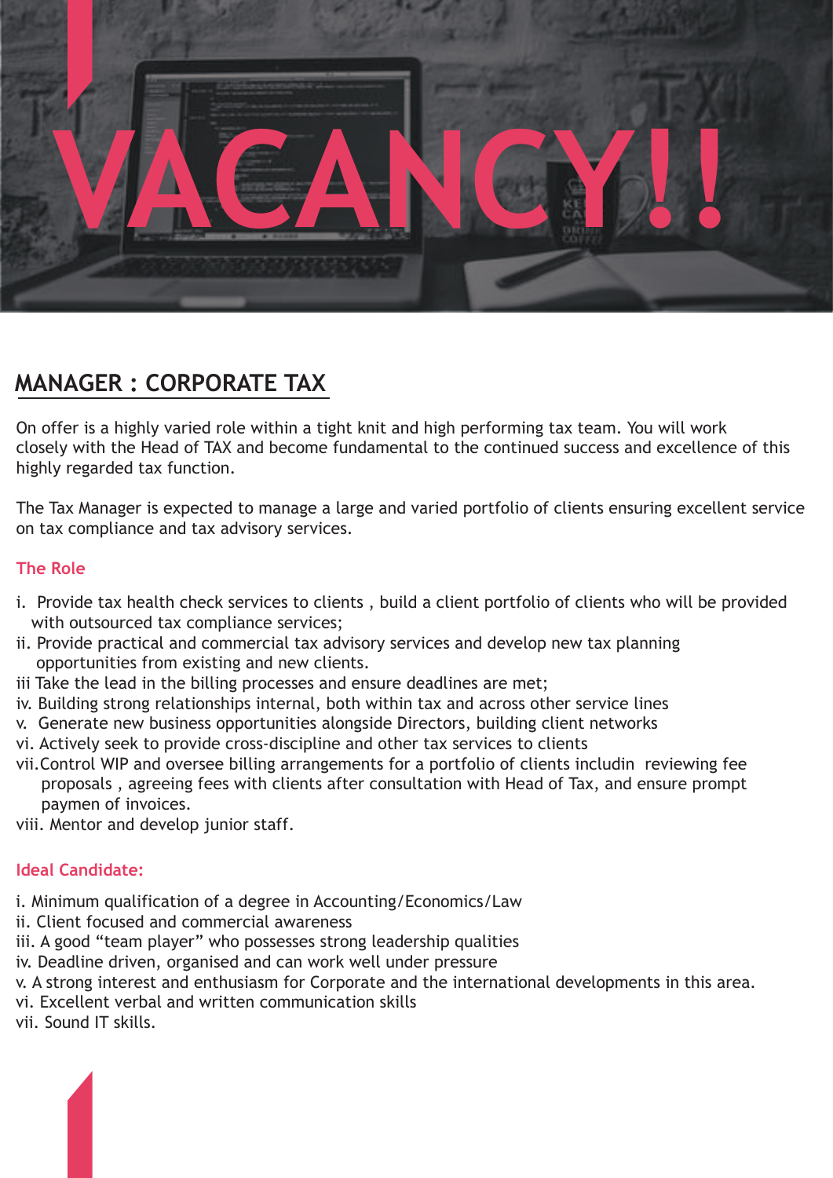# VACANCY!!

## MANAGER : CORPORATE TAX

On offer is a highly varied role within a tight knit and high performing tax team. You will work closely with the Head of TAX and become fundamental to the continued success and excellence of this highly regarded tax function.

The Tax Manager is expected to manage a large and varied portfolio of clients ensuring excellent service on tax compliance and tax advisory services.

### The Role

i. Provide tax health check services to clients , build a client portfolio of clients who will be provided with outsourced tax compliance services;
ii. Provide practical and commercial tax advisory services and develop new tax planning opportunities from existing and new clients.
iii Take the lead in the billing processes and ensure deadlines are met;
iv. Building strong relationships internal, both within tax and across other service lines
v. Generate new business opportunities alongside Directors, building client networks
vi. Actively seek to provide cross-discipline and other tax services to clients
vii. Control WIP and oversee billing arrangements for a portfolio of clients includin reviewing fee proposals , agreeing fees with clients after consultation with Head of Tax, and ensure prompt paymen of invoices.
viii. Mentor and develop junior staff.

### Ideal Candidate:

i. Minimum qualification of a degree in Accounting/Economics/Law
ii. Client focused and commercial awareness
iii. A good “team player” who possesses strong leadership qualities
iv. Deadline driven, organised and can work well under pressure
v. A strong interest and enthusiasm for Corporate and the international developments in this area.
vi. Excellent verbal and written communication skills
vii. Sound IT skills.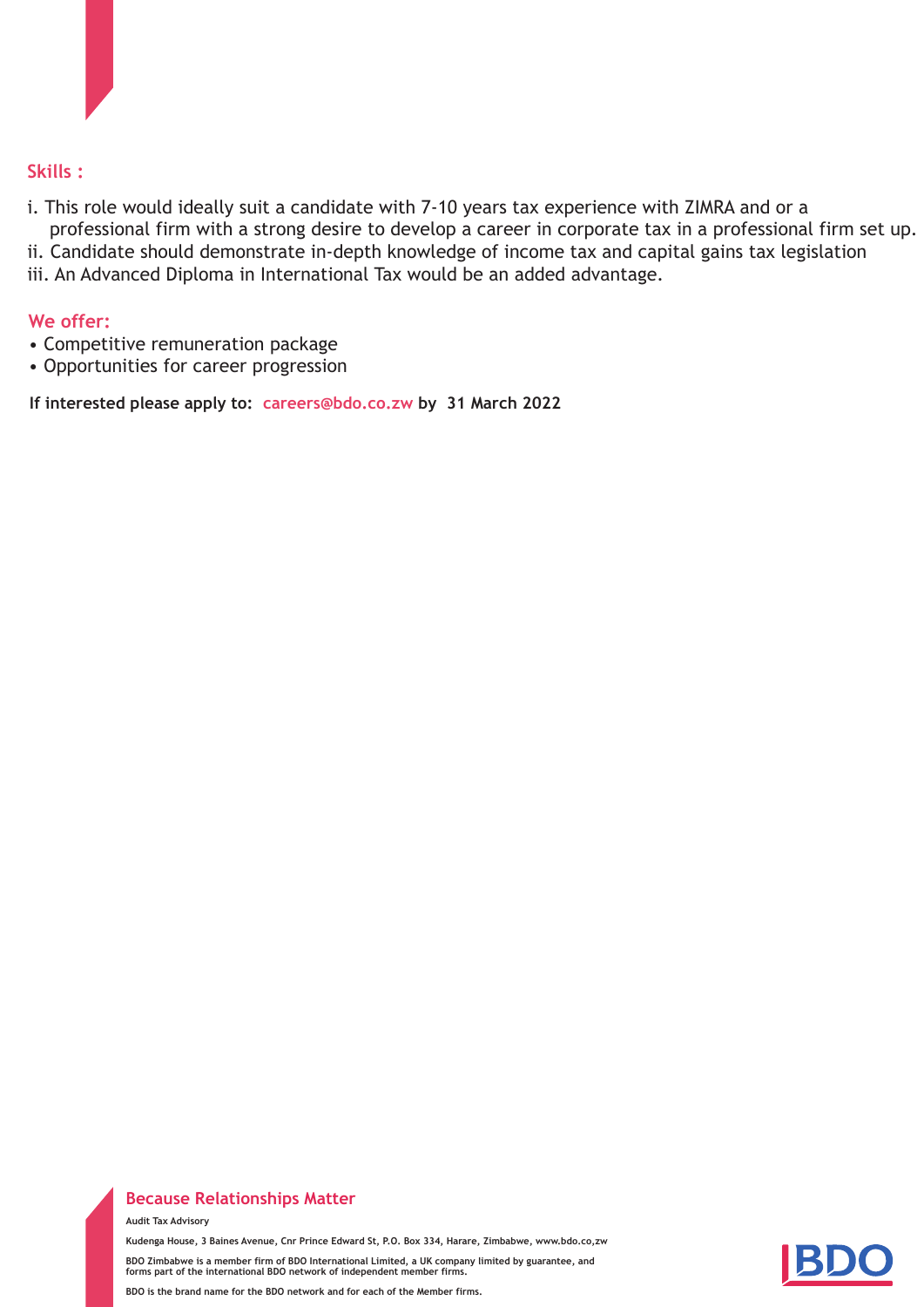## Skills :

i. This role would ideally suit a candidate with 7-10 years tax experience with ZIMRA and or a professional firm with a strong desire to develop a career in corporate tax in a professional firm set up.
ii. Candidate should demonstrate in-depth knowledge of income tax and capital gains tax legislation
iii. An Advanced Diploma in International Tax would be an added advantage.

## We offer:

- Competitive remuneration package
- Opportunities for career progression

**If interested please apply to: careers@bdo.co.zw by 31 March 2022**

**Because Relationships Matter**

Audit Tax Advisory

Kudenga House, 3 Baines Avenue, Cnr Prince Edward St, P.O. Box 334, Harare, Zimbabwe, www.bdo.co,zw

BDO Zimbabwe is a member firm of BDO International Limited, a UK company limited by guarantee, and forms part of the international BDO network of independent member firms.

BDO is the brand name for the BDO network and for each of the Member firms.

BDO